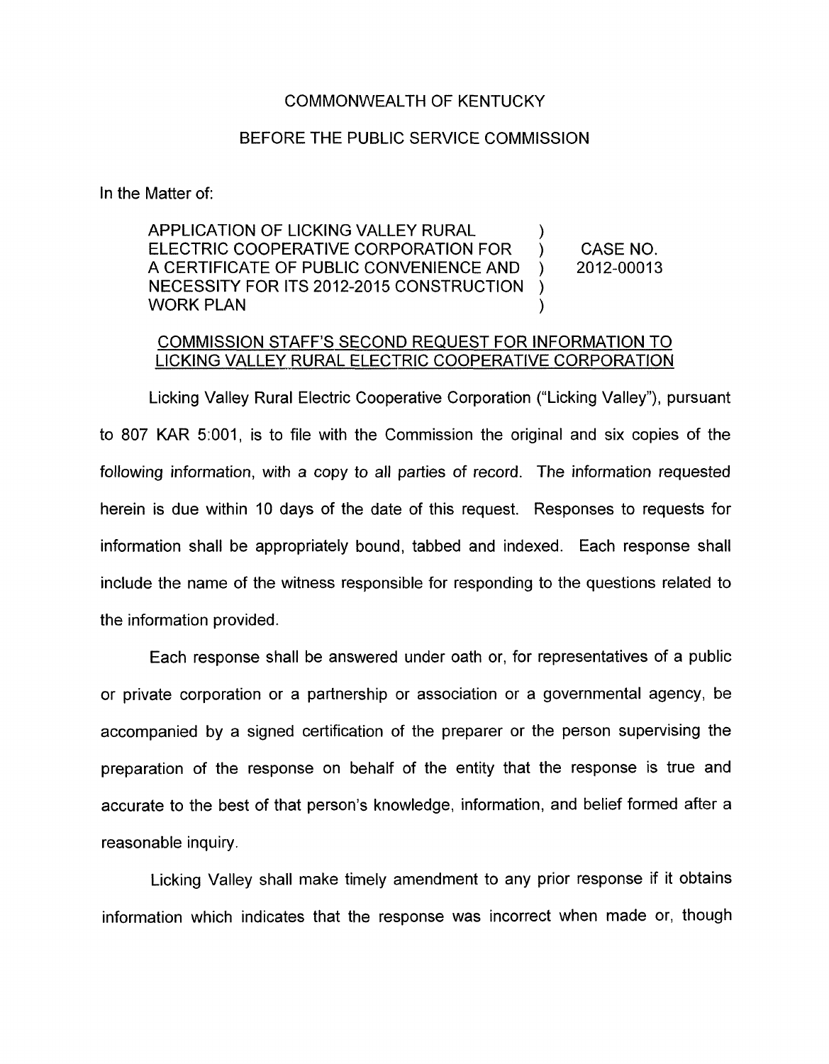COMMONWEALTH OF KENTUCKY

BEFORE THE PUBLIC SERVICE COMMISSION

In the Matter of:

| | | |
|---|---|---|
| APPLICATION OF LICKING VALLEY RURAL ELECTRIC COOPERATIVE CORPORATION FOR A CERTIFICATE OF PUBLIC CONVENIENCE AND NECESSITY FOR ITS 2012-2015 CONSTRUCTION WORK PLAN | ) ) ) ) ) | CASE NO. 2012-00013 |

COMMISSION STAFF'S SECOND REQUEST FOR INFORMATION TO LICKING VALLEY RURAL ELECTRIC COOPERATIVE CORPORATION

Licking Valley Rural Electric Cooperative Corporation ("Licking Valley"), pursuant to 807 KAR 5:001, is to file with the Commission the original and six copies of the following information, with a copy to all parties of record. The information requested herein is due within 10 days of the date of this request. Responses to requests for information shall be appropriately bound, tabbed and indexed. Each response shall include the name of the witness responsible for responding to the questions related to the information provided.

Each response shall be answered under oath or, for representatives of a public or private corporation or a partnership or association or a governmental agency, be accompanied by a signed certification of the preparer or the person supervising the preparation of the response on behalf of the entity that the response is true and accurate to the best of that person's knowledge, information, and belief formed after a reasonable inquiry.

Licking Valley shall make timely amendment to any prior response if it obtains information which indicates that the response was incorrect when made or, though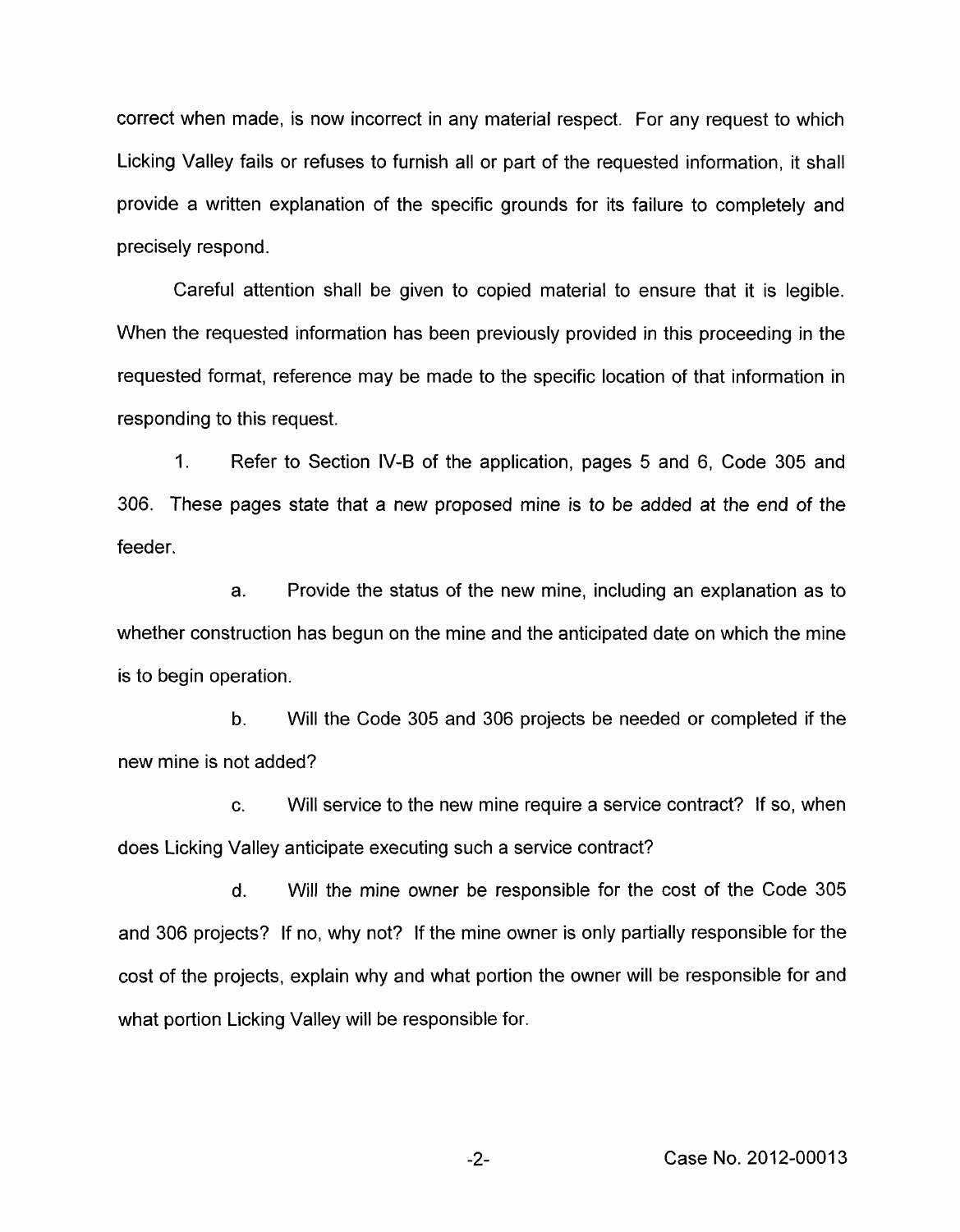correct when made, is now incorrect in any material respect. For any request to which Licking Valley fails or refuses to furnish all or part of the requested information, it shall provide a written explanation of the specific grounds for its failure to completely and precisely respond.

Careful attention shall be given to copied material to ensure that it is legible. When the requested information has been previously provided in this proceeding in the requested format, reference may be made to the specific location of that information in responding to this request.

1. Refer to Section IV-B of the application, pages 5 and 6, Code 305 and 306. These pages state that a new proposed mine is to be added at the end of the feeder.

   a. Provide the status of the new mine, including an explanation as to whether construction has begun on the mine and the anticipated date on which the mine is to begin operation.

   b. Will the Code 305 and 306 projects be needed or completed if the new mine is not added?

   c. Will service to the new mine require a service contract? If so, when does Licking Valley anticipate executing such a service contract?

   d. Will the mine owner be responsible for the cost of the Code 305 and 306 projects? If no, why not? If the mine owner is only partially responsible for the cost of the projects, explain why and what portion the owner will be responsible for and what portion Licking Valley will be responsible for.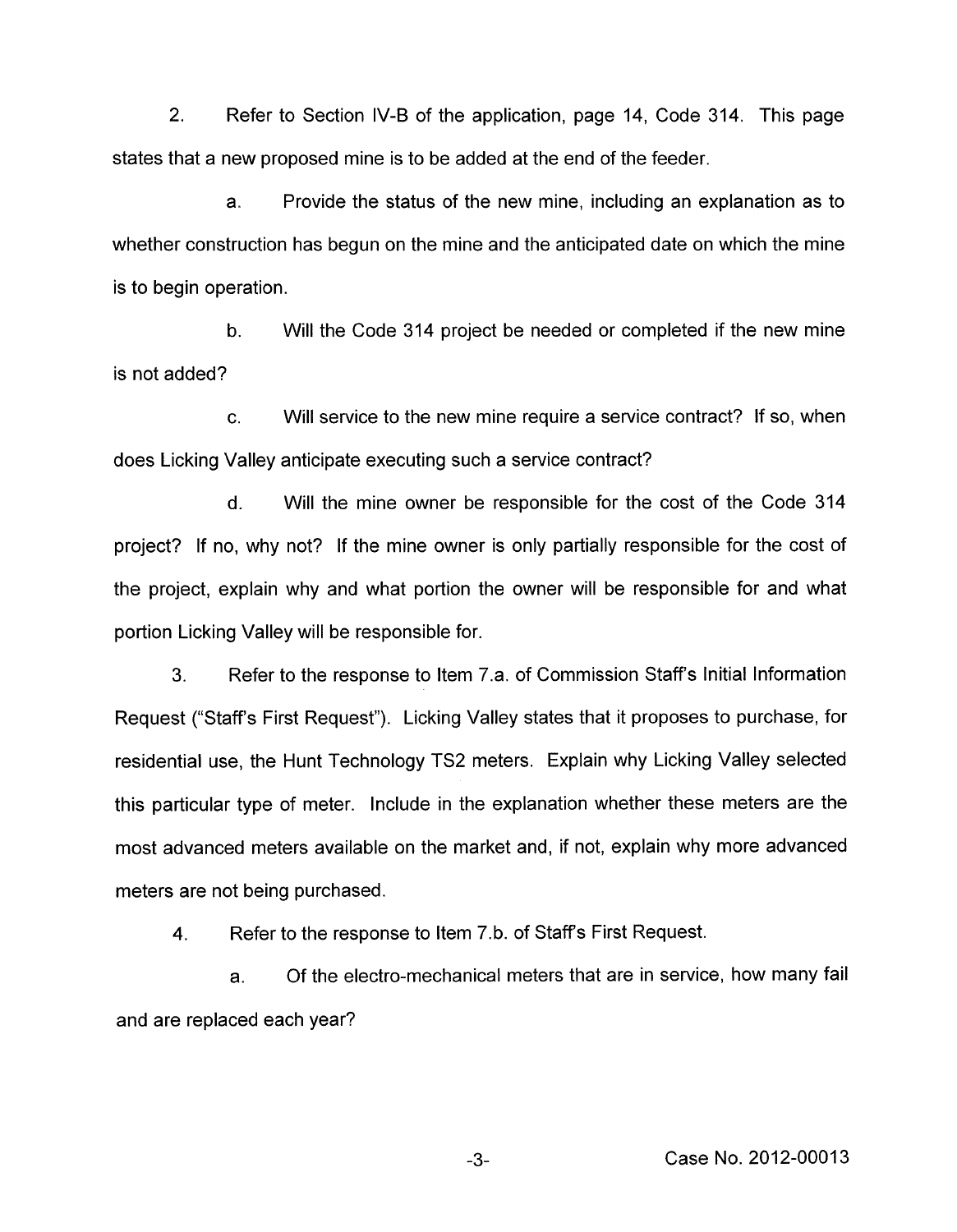2. Refer to Section IV-B of the application, page 14, Code 314. This page states that a new proposed mine is to be added at the end of the feeder.

a. Provide the status of the new mine, including an explanation as to whether construction has begun on the mine and the anticipated date on which the mine is to begin operation.

b. Will the Code 314 project be needed or completed if the new mine is not added?

c. Will service to the new mine require a service contract? If so, when does Licking Valley anticipate executing such a service contract?

d. Will the mine owner be responsible for the cost of the Code 314 project? If no, why not? If the mine owner is only partially responsible for the cost of the project, explain why and what portion the owner will be responsible for and what portion Licking Valley will be responsible for.

3. Refer to the response to Item 7.a. of Commission Staff's Initial Information Request ("Staff's First Request"). Licking Valley states that it proposes to purchase, for residential use, the Hunt Technology TS2 meters. Explain why Licking Valley selected this particular type of meter. Include in the explanation whether these meters are the most advanced meters available on the market and, if not, explain why more advanced meters are not being purchased.

4. Refer to the response to Item 7.b. of Staff's First Request.

a. Of the electro-mechanical meters that are in service, how many fail and are replaced each year?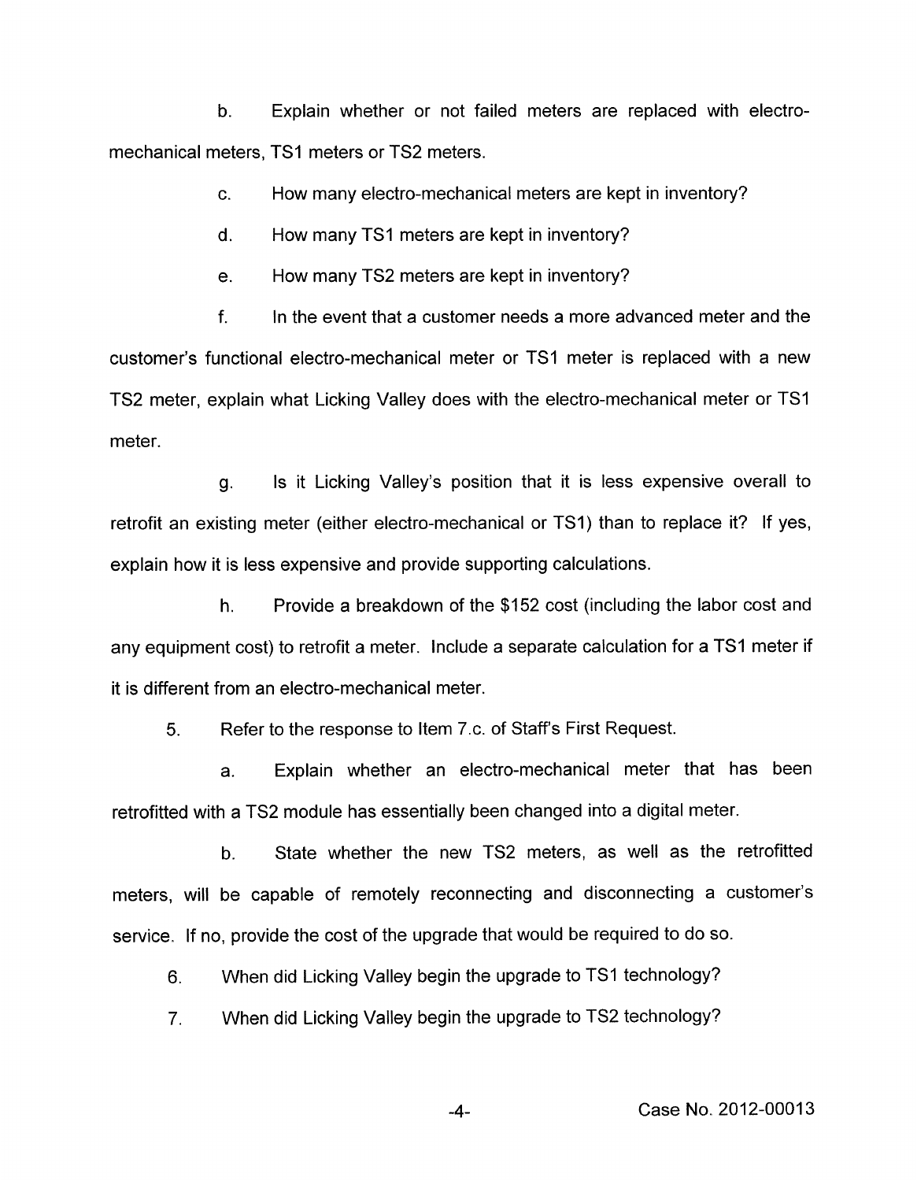b. Explain whether or not failed meters are replaced with electro-mechanical meters, TS1 meters or TS2 meters.

c. How many electro-mechanical meters are kept in inventory?

d. How many TS1 meters are kept in inventory?

e. How many TS2 meters are kept in inventory?

f. In the event that a customer needs a more advanced meter and the customer's functional electro-mechanical meter or TS1 meter is replaced with a new TS2 meter, explain what Licking Valley does with the electro-mechanical meter or TS1 meter.

g. Is it Licking Valley's position that it is less expensive overall to retrofit an existing meter (either electro-mechanical or TS1) than to replace it? If yes, explain how it is less expensive and provide supporting calculations.

h. Provide a breakdown of the $152 cost (including the labor cost and any equipment cost) to retrofit a meter. Include a separate calculation for a TS1 meter if it is different from an electro-mechanical meter.

5. Refer to the response to Item 7.c. of Staff's First Request.

a. Explain whether an electro-mechanical meter that has been retrofitted with a TS2 module has essentially been changed into a digital meter.

b. State whether the new TS2 meters, as well as the retrofitted meters, will be capable of remotely reconnecting and disconnecting a customer's service. If no, provide the cost of the upgrade that would be required to do so.

6. When did Licking Valley begin the upgrade to TS1 technology?

7. When did Licking Valley begin the upgrade to TS2 technology?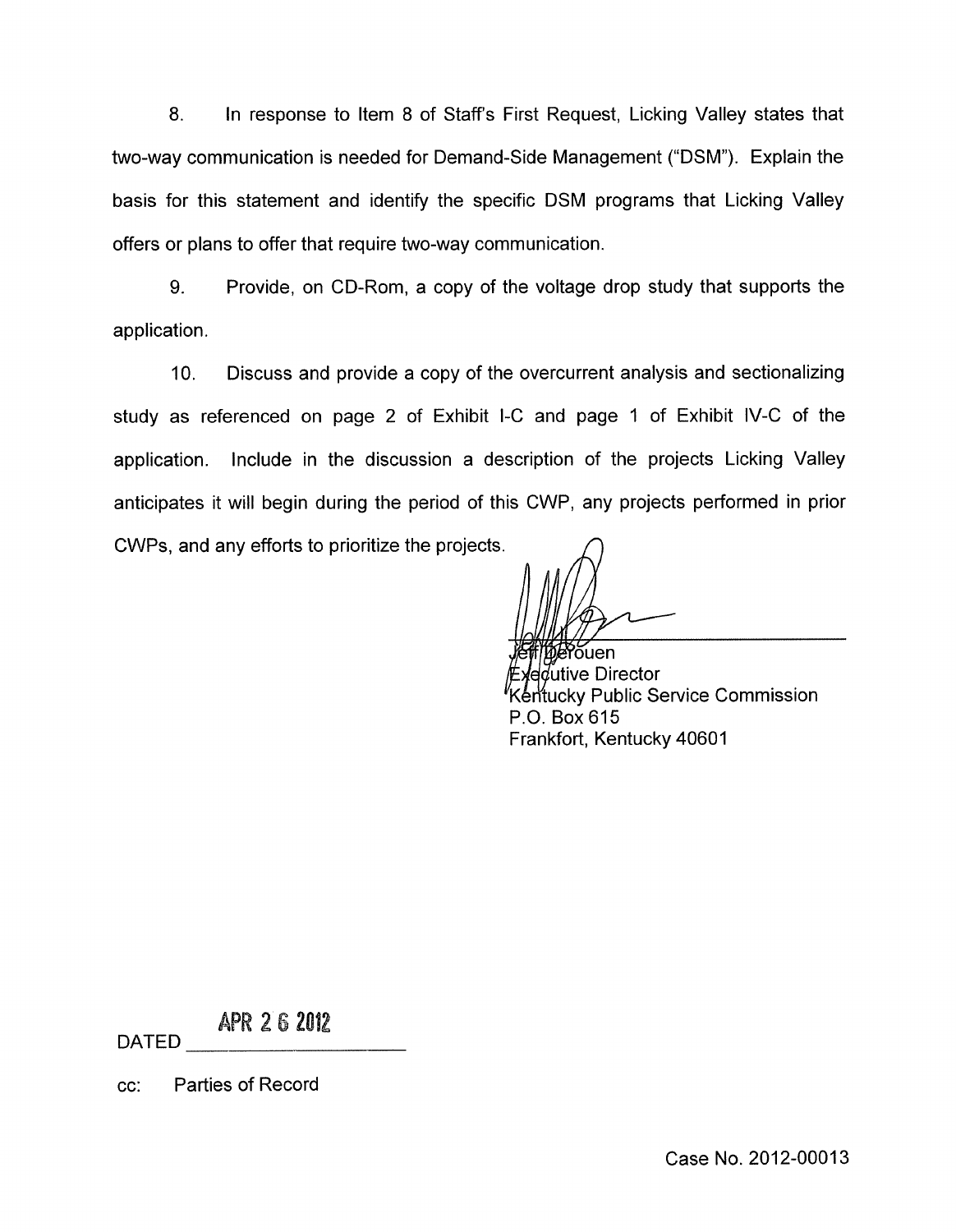8. In response to Item 8 of Staff's First Request, Licking Valley states that two-way communication is needed for Demand-Side Management ("DSM"). Explain the basis for this statement and identify the specific DSM programs that Licking Valley offers or plans to offer that require two-way communication.

9. Provide, on CD-Rom, a copy of the voltage drop study that supports the application.

10. Discuss and provide a copy of the overcurrent analysis and sectionalizing study as referenced on page 2 of Exhibit I-C and page 1 of Exhibit IV-C of the application. Include in the discussion a description of the projects Licking Valley anticipates it will begin during the period of this CWP, any projects performed in prior CWPs, and any efforts to prioritize the projects.

Jeff Derouen
Executive Director
Kentucky Public Service Commission
P.O. Box 615
Frankfort, Kentucky 40601

DATED APR 26 2012

cc: Parties of Record

Case No. 2012-00013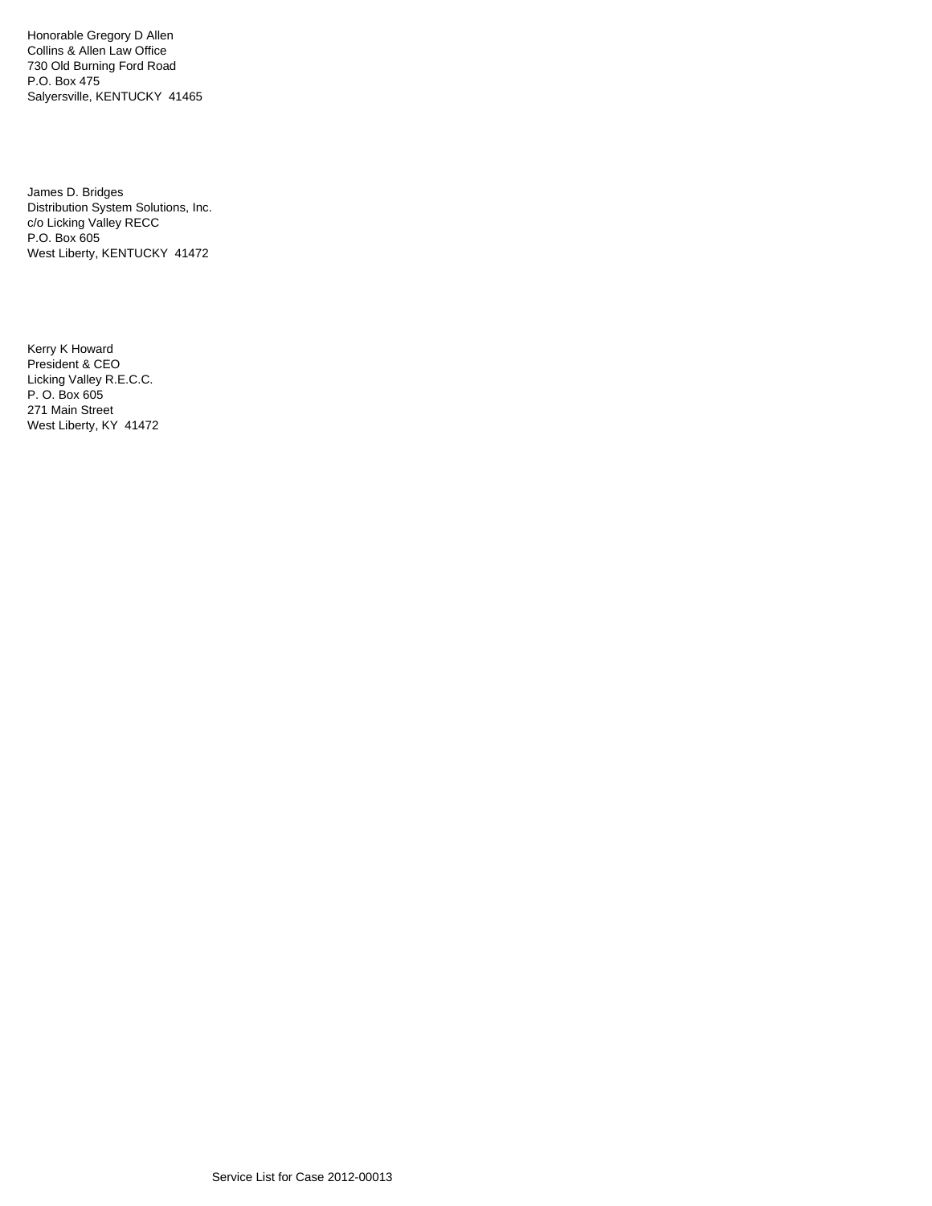Honorable Gregory D Allen
Collins & Allen Law Office
730 Old Burning Ford Road
P.O. Box 475
Salyersville, KENTUCKY 41465

James D. Bridges
Distribution System Solutions, Inc.
c/o Licking Valley RECC
P.O. Box 605
West Liberty, KENTUCKY 41472

Kerry K Howard
President & CEO
Licking Valley R.E.C.C.
P. O. Box 605
271 Main Street
West Liberty, KY 41472